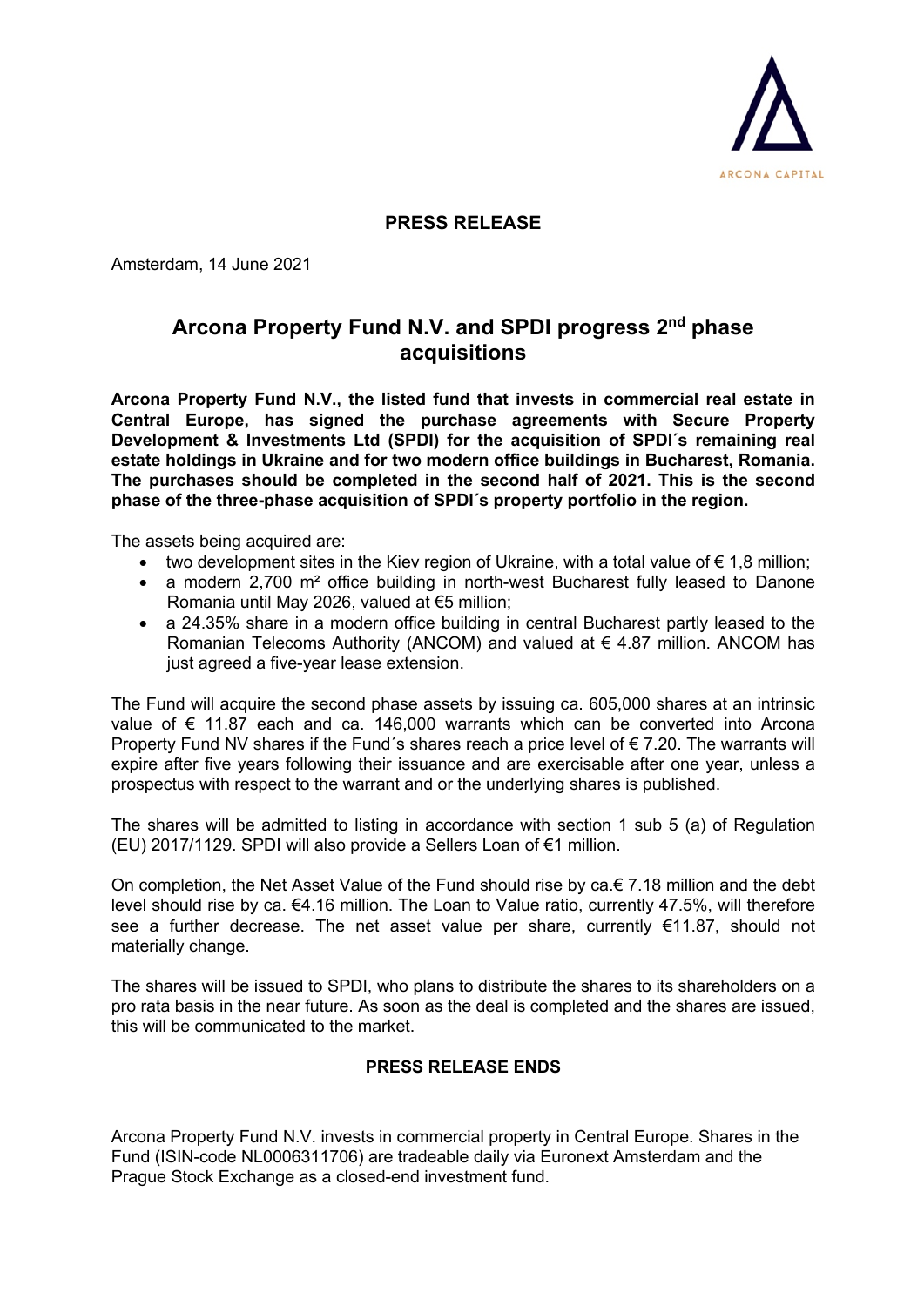ARCONA CAPITAL

**PRESS RELEASE**

Amsterdam, 14 June 2021

# Arcona Property Fund N.V. and SPDI progress 2[nd] phase acquisitions

**Arcona Property Fund N.V., the listed fund that invests in commercial real estate in Central Europe, has signed the purchase agreements with Secure Property Development & Investments Ltd (SPDI) for the acquisition of SPDI´s remaining real estate holdings in Ukraine and for two modern office buildings in Bucharest, Romania. The purchases should be completed in the second half of 2021. This is the second phase of the three-phase acquisition of SPDI´s property portfolio in the region.**

The assets being acquired are:

- two development sites in the Kiev region of Ukraine, with a total value of € 1,8 million;
- a modern 2,700 m² office building in north-west Bucharest fully leased to Danone Romania until May 2026, valued at €5 million;
- a 24.35% share in a modern office building in central Bucharest partly leased to the Romanian Telecoms Authority (ANCOM) and valued at € 4.87 million. ANCOM has just agreed a five-year lease extension.

The Fund will acquire the second phase assets by issuing ca. 605,000 shares at an intrinsic value of € 11.87 each and ca. 146,000 warrants which can be converted into Arcona Property Fund NV shares if the Fund´s shares reach a price level of € 7.20. The warrants will expire after five years following their issuance and are exercisable after one year, unless a prospectus with respect to the warrant and or the underlying shares is published.

The shares will be admitted to listing in accordance with section 1 sub 5 (a) of Regulation (EU) 2017/1129. SPDI will also provide a Sellers Loan of €1 million.

On completion, the Net Asset Value of the Fund should rise by ca.€ 7.18 million and the debt level should rise by ca. €4.16 million. The Loan to Value ratio, currently 47.5%, will therefore see a further decrease. The net asset value per share, currently €11.87, should not materially change.

The shares will be issued to SPDI, who plans to distribute the shares to its shareholders on a pro rata basis in the near future. As soon as the deal is completed and the shares are issued, this will be communicated to the market.

**PRESS RELEASE ENDS**

Arcona Property Fund N.V. invests in commercial property in Central Europe. Shares in the Fund (ISIN-code NL0006311706) are tradeable daily via Euronext Amsterdam and the Prague Stock Exchange as a closed-end investment fund.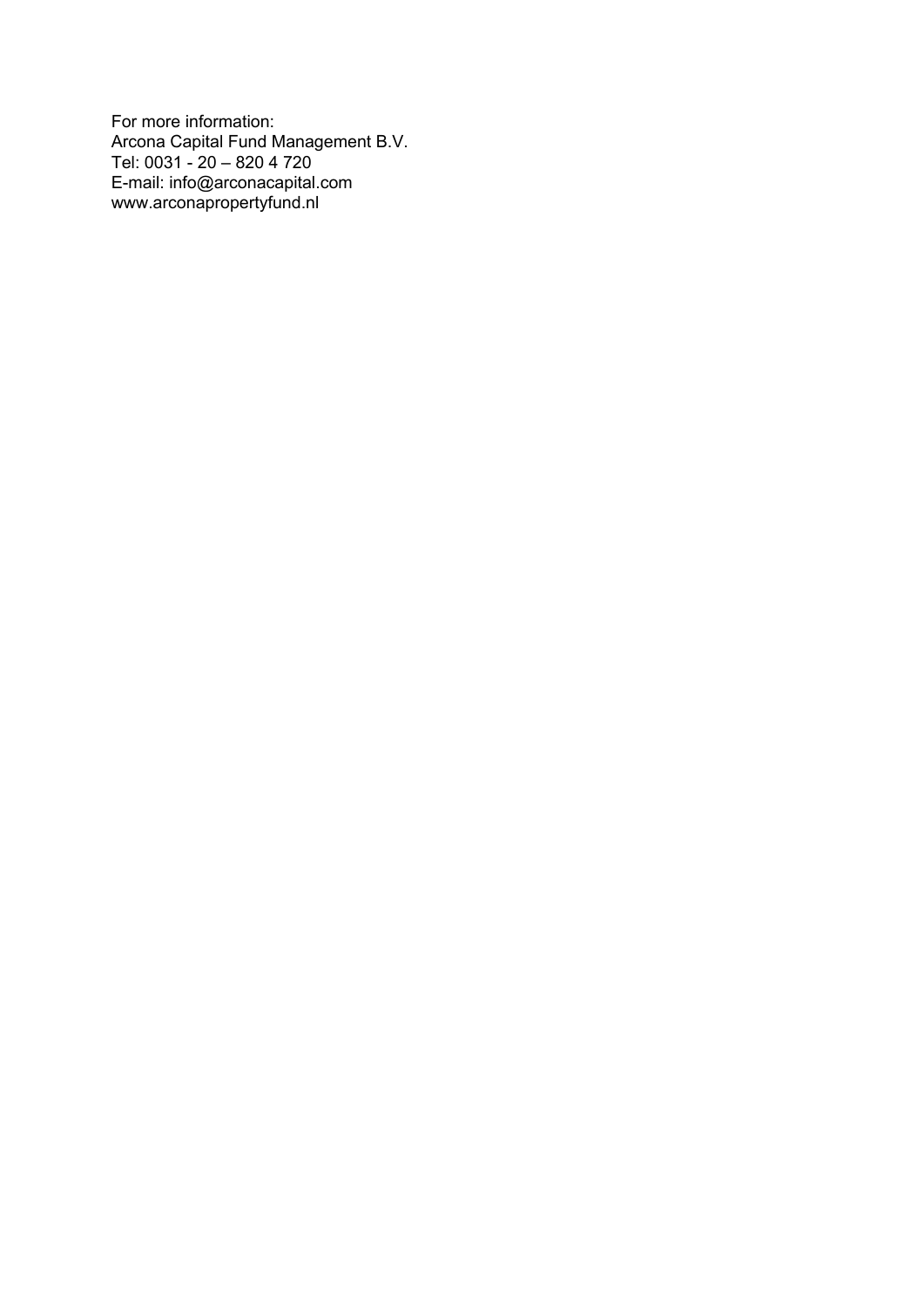For more information:
Arcona Capital Fund Management B.V.
Tel: 0031 - 20 – 820 4 720
E-mail: info@arconacapital.com
www.arconapropertyfund.nl